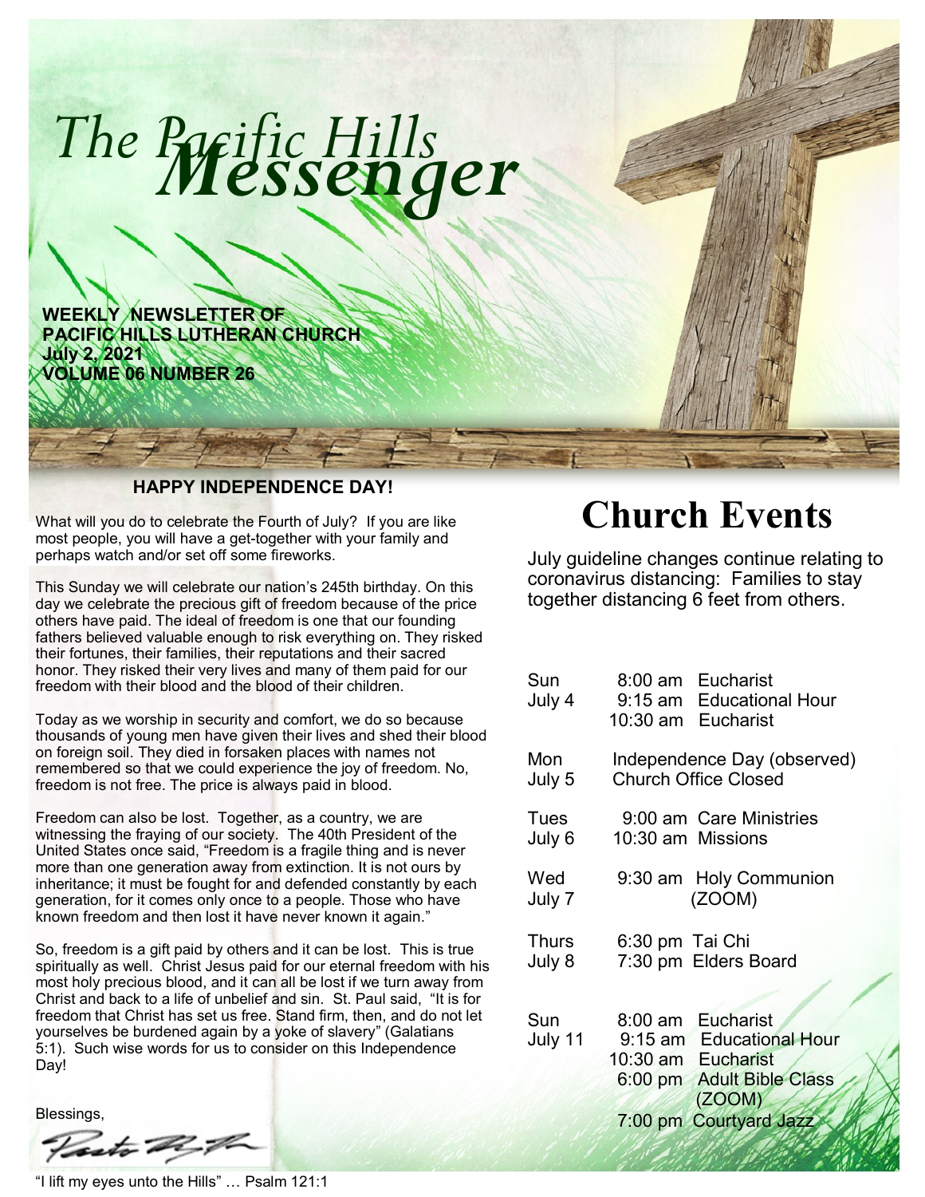# The Pacific Hills *Messenger*

**WEEKLY NEWSLETTER OF**
**PACIFIC HILLS LUTHERAN CHURCH**
**July 2, 2021**
**VOLUME 06 NUMBER 26**

### HAPPY INDEPENDENCE DAY!

What will you do to celebrate the Fourth of July? If you are like most people, you will have a get-together with your family and perhaps watch and/or set off some fireworks.

This Sunday we will celebrate our nation's 245th birthday. On this day we celebrate the precious gift of freedom because of the price others have paid. The ideal of freedom is one that our founding fathers believed valuable enough to risk everything on. They risked their fortunes, their families, their reputations and their sacred honor. They risked their very lives and many of them paid for our freedom with their blood and the blood of their children.

Today as we worship in security and comfort, we do so because thousands of young men have given their lives and shed their blood on foreign soil. They died in forsaken places with names not remembered so that we could experience the joy of freedom. No, freedom is not free. The price is always paid in blood.

Freedom can also be lost. Together, as a country, we are witnessing the fraying of our society. The 40th President of the United States once said, "Freedom is a fragile thing and is never more than one generation away from extinction. It is not ours by inheritance; it must be fought for and defended constantly by each generation, for it comes only once to a people. Those who have known freedom and then lost it have never known it again."

So, freedom is a gift paid by others and it can be lost. This is true spiritually as well. Christ Jesus paid for our eternal freedom with his most holy precious blood, and it can all be lost if we turn away from Christ and back to a life of unbelief and sin. St. Paul said, "It is for freedom that Christ has set us free. Stand firm, then, and do not let yourselves be burdened again by a yoke of slavery" (Galatians 5:1). Such wise words for us to consider on this Independence Day!

Blessings,

Pastor

"I lift my eyes unto the Hills" … Psalm 121:1

# Church Events

July guideline changes continue relating to coronavirus distancing: Families to stay together distancing 6 feet from others.

| Day | Time | Event |
|---|---|---|
| Sun July 4 | 8:00 am | Eucharist |
| | 9:15 am | Educational Hour |
| | 10:30 am | Eucharist |
| Mon July 5 | | Independence Day (observed) Church Office Closed |
| Tues July 6 | 9:00 am | Care Ministries |
| | 10:30 am | Missions |
| Wed July 7 | 9:30 am | Holy Communion (ZOOM) |
| Thurs July 8 | 6:30 pm | Tai Chi |
| | 7:30 pm | Elders Board |
| Sun July 11 | 8:00 am | Eucharist |
| | 9:15 am | Educational Hour |
| | 10:30 am | Eucharist |
| | 6:00 pm | Adult Bible Class (ZOOM) |
| | 7:00 pm | Courtyard Jazz |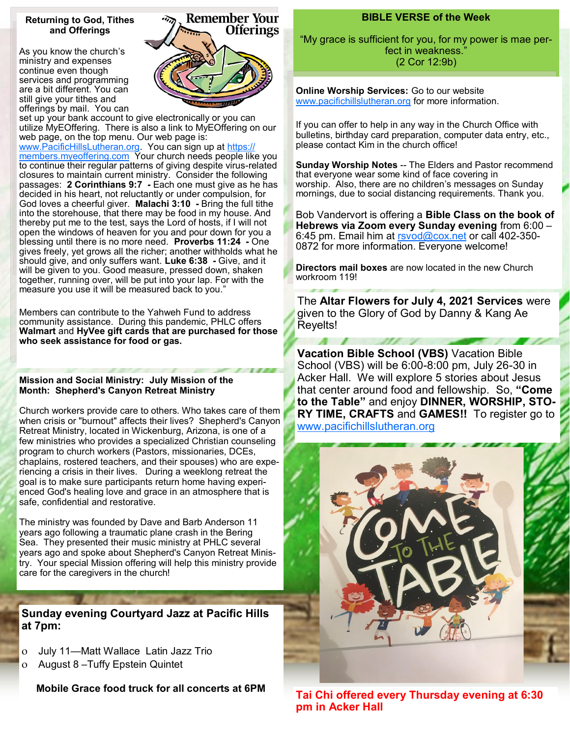## Returning to God, Tithes and Offerings

Remember Your Offerings

As you know the church's ministry and expenses continue even though services and programming are a bit different. You can still give your tithes and offerings by mail. You can set up your bank account to give electronically or you can utilize MyEOffering. There is also a link to MyEOffering on our web page, on the top menu. Our web page is: www.PacificHillsLutheran.org. You can sign up at https://members.myeoffering.com Your church needs people like you to continue their regular patterns of giving despite virus-related closures to maintain current ministry. Consider the following passages: **2 Corinthians 9:7 -** Each one must give as he has decided in his heart, not reluctantly or under compulsion, for God loves a cheerful giver. **Malachi 3:10 -** Bring the full tithe into the storehouse, that there may be food in my house. And thereby put me to the test, says the Lord of hosts, if I will not open the windows of heaven for you and pour down for you a blessing until there is no more need. **Proverbs 11:24 -** One gives freely, yet grows all the richer; another withholds what he should give, and only suffers want. **Luke 6:38 -** Give, and it will be given to you. Good measure, pressed down, shaken together, running over, will be put into your lap. For with the measure you use it will be measured back to you."

Members can contribute to the Yahweh Fund to address community assistance. During this pandemic, PHLC offers **Walmart** and **HyVee gift cards that are purchased for those who seek assistance for food or gas.**

## Mission and Social Ministry: July Mission of the Month: Shepherd's Canyon Retreat Ministry

Church workers provide care to others. Who takes care of them when crisis or "burnout" affects their lives? Shepherd's Canyon Retreat Ministry, located in Wickenburg, Arizona, is one of a few ministries who provides a specialized Christian counseling program to church workers (Pastors, missionaries, DCEs, chaplains, rostered teachers, and their spouses) who are experiencing a crisis in their lives. During a weeklong retreat the goal is to make sure participants return home having experienced God's healing love and grace in an atmosphere that is safe, confidential and restorative.

The ministry was founded by Dave and Barb Anderson 11 years ago following a traumatic plane crash in the Bering Sea. They presented their music ministry at PHLC several years ago and spoke about Shepherd's Canyon Retreat Ministry. Your special Mission offering will help this ministry provide care for the caregivers in the church!

## Sunday evening Courtyard Jazz at Pacific Hills at 7pm:

- July 11—Matt Wallace Latin Jazz Trio
- August 8 –Tuffy Epstein Quintet

**Mobile Grace food truck for all concerts at 6PM**

## BIBLE VERSE of the Week

"My grace is sufficient for you, for my power is mae perfect in weakness."
(2 Cor 12:9b)

**Online Worship Services:** Go to our website www.pacifichillslutheran.org for more information.

If you can offer to help in any way in the Church Office with bulletins, birthday card preparation, computer data entry, etc., please contact Kim in the church office!

**Sunday Worship Notes** -- The Elders and Pastor recommend that everyone wear some kind of face covering in worship. Also, there are no children's messages on Sunday mornings, due to social distancing requirements. Thank you.

Bob Vandervort is offering a **Bible Class on the book of Hebrews via Zoom every Sunday evening** from 6:00 – 6:45 pm. Email him at rsvod@cox.net or call 402-350-0872 for more information. Everyone welcome!

**Directors mail boxes** are now located in the new Church workroom 119!

The **Altar Flowers for July 4, 2021 Services** were given to the Glory of God by Danny & Kang Ae Reyelts!

**Vacation Bible School (VBS)** Vacation Bible School (VBS) will be 6:00-8:00 pm, July 26-30 in Acker Hall. We will explore 5 stories about Jesus that center around food and fellowship. So, **"Come to the Table"** and enjoy **DINNER, WORSHIP, STORY TIME, CRAFTS** and **GAMES!!** To register go to www.pacifichillslutheran.org

**Tai Chi offered every Thursday evening at 6:30 pm in Acker Hall**